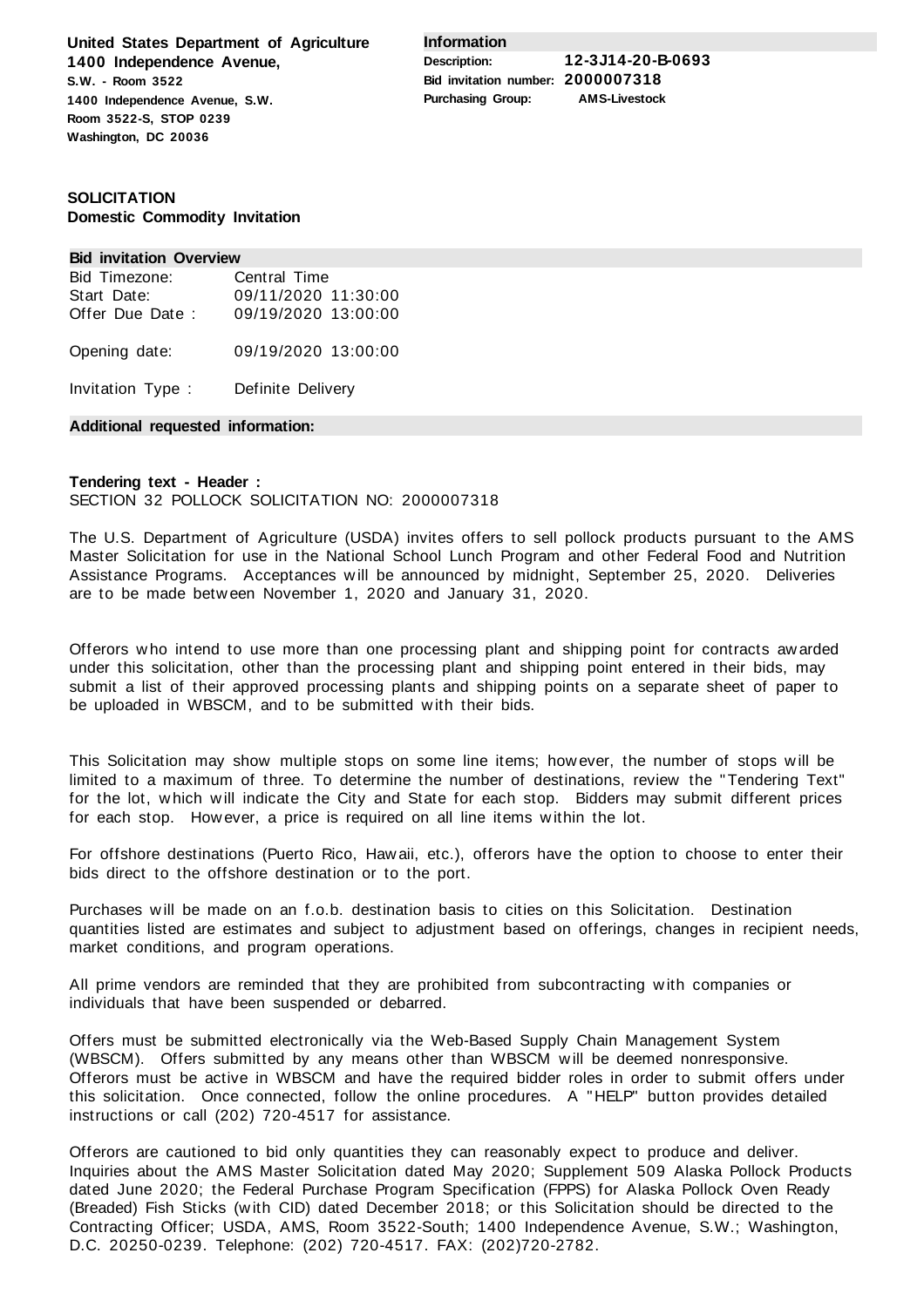**United States Department of Agriculture**
**1400 Independence Avenue,**
**S.W. - Room 3522**
**1400 Independence Avenue, S.W.**
**Room 3522-S, STOP 0239**
**Washington, DC 20036**

**Information**

| | |
|---|---|
| **Description:** | **12-3J14-20-B-0693** |
| **Bid invitation number:** | **2000007318** |
| **Purchasing Group:** | **AMS-Livestock** |

**SOLICITATION**
**Domestic Commodity Invitation**

**Bid invitation Overview**

| | |
|---|---|
| Bid Timezone: | Central Time |
| Start Date: | 09/11/2020 11:30:00 |
| Offer Due Date : | 09/19/2020 13:00:00 |
| Opening date: | 09/19/2020 13:00:00 |
| Invitation Type : | Definite Delivery |

**Additional requested information:**

**Tendering text - Header :**
SECTION 32 POLLOCK SOLICITATION NO: 2000007318

The U.S. Department of Agriculture (USDA) invites offers to sell pollock products pursuant to the AMS Master Solicitation for use in the National School Lunch Program and other Federal Food and Nutrition Assistance Programs. Acceptances will be announced by midnight, September 25, 2020. Deliveries are to be made between November 1, 2020 and January 31, 2020.

Offerors who intend to use more than one processing plant and shipping point for contracts awarded under this solicitation, other than the processing plant and shipping point entered in their bids, may submit a list of their approved processing plants and shipping points on a separate sheet of paper to be uploaded in WBSCM, and to be submitted with their bids.

This Solicitation may show multiple stops on some line items; however, the number of stops will be limited to a maximum of three. To determine the number of destinations, review the "Tendering Text" for the lot, which will indicate the City and State for each stop. Bidders may submit different prices for each stop. However, a price is required on all line items within the lot.

For offshore destinations (Puerto Rico, Hawaii, etc.), offerors have the option to choose to enter their bids direct to the offshore destination or to the port.

Purchases will be made on an f.o.b. destination basis to cities on this Solicitation. Destination quantities listed are estimates and subject to adjustment based on offerings, changes in recipient needs, market conditions, and program operations.

All prime vendors are reminded that they are prohibited from subcontracting with companies or individuals that have been suspended or debarred.

Offers must be submitted electronically via the Web-Based Supply Chain Management System (WBSCM). Offers submitted by any means other than WBSCM will be deemed nonresponsive. Offerors must be active in WBSCM and have the required bidder roles in order to submit offers under this solicitation. Once connected, follow the online procedures. A "HELP" button provides detailed instructions or call (202) 720-4517 for assistance.

Offerors are cautioned to bid only quantities they can reasonably expect to produce and deliver. Inquiries about the AMS Master Solicitation dated May 2020; Supplement 509 Alaska Pollock Products dated June 2020; the Federal Purchase Program Specification (FPPS) for Alaska Pollock Oven Ready (Breaded) Fish Sticks (with CID) dated December 2018; or this Solicitation should be directed to the Contracting Officer; USDA, AMS, Room 3522-South; 1400 Independence Avenue, S.W.; Washington, D.C. 20250-0239. Telephone: (202) 720-4517. FAX: (202)720-2782.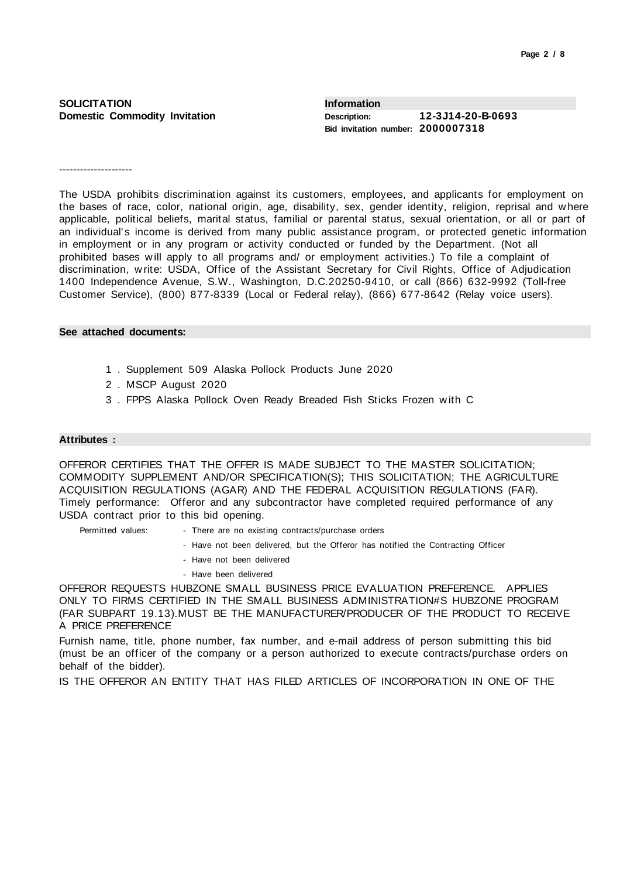**SOLICITATION**
**Domestic Commodity Invitation**

**Information**

| | |
|---|---|
| **Description:** | **12-3J14-20-B-0693** |
| **Bid invitation number:** | **2000007318** |

---------------------

The USDA prohibits discrimination against its customers, employees, and applicants for employment on the bases of race, color, national origin, age, disability, sex, gender identity, religion, reprisal and where applicable, political beliefs, marital status, familial or parental status, sexual orientation, or all or part of an individual's income is derived from many public assistance program, or protected genetic information in employment or in any program or activity conducted or funded by the Department. (Not all prohibited bases will apply to all programs and/ or employment activities.) To file a complaint of discrimination, write: USDA, Office of the Assistant Secretary for Civil Rights, Office of Adjudication 1400 Independence Avenue, S.W., Washington, D.C.20250-9410, or call (866) 632-9992 (Toll-free Customer Service), (800) 877-8339 (Local or Federal relay), (866) 677-8642 (Relay voice users).

**See attached documents:**

1. Supplement 509 Alaska Pollock Products June 2020
2. MSCP August 2020
3. FPPS Alaska Pollock Oven Ready Breaded Fish Sticks Frozen with C

**Attributes :**

OFFEROR CERTIFIES THAT THE OFFER IS MADE SUBJECT TO THE MASTER SOLICITATION; COMMODITY SUPPLEMENT AND/OR SPECIFICATION(S); THIS SOLICITATION; THE AGRICULTURE ACQUISITION REGULATIONS (AGAR) AND THE FEDERAL ACQUISITION REGULATIONS (FAR).

Timely performance: Offeror and any subcontractor have completed required performance of any USDA contract prior to this bid opening.

Permitted values:
- There are no existing contracts/purchase orders
- Have not been delivered, but the Offeror has notified the Contracting Officer
- Have not been delivered
- Have been delivered

OFFEROR REQUESTS HUBZONE SMALL BUSINESS PRICE EVALUATION PREFERENCE. APPLIES ONLY TO FIRMS CERTIFIED IN THE SMALL BUSINESS ADMINISTRATION#S HUBZONE PROGRAM (FAR SUBPART 19.13).MUST BE THE MANUFACTURER/PRODUCER OF THE PRODUCT TO RECEIVE A PRICE PREFERENCE

Furnish name, title, phone number, fax number, and e-mail address of person submitting this bid (must be an officer of the company or a person authorized to execute contracts/purchase orders on behalf of the bidder).

IS THE OFFEROR AN ENTITY THAT HAS FILED ARTICLES OF INCORPORATION IN ONE OF THE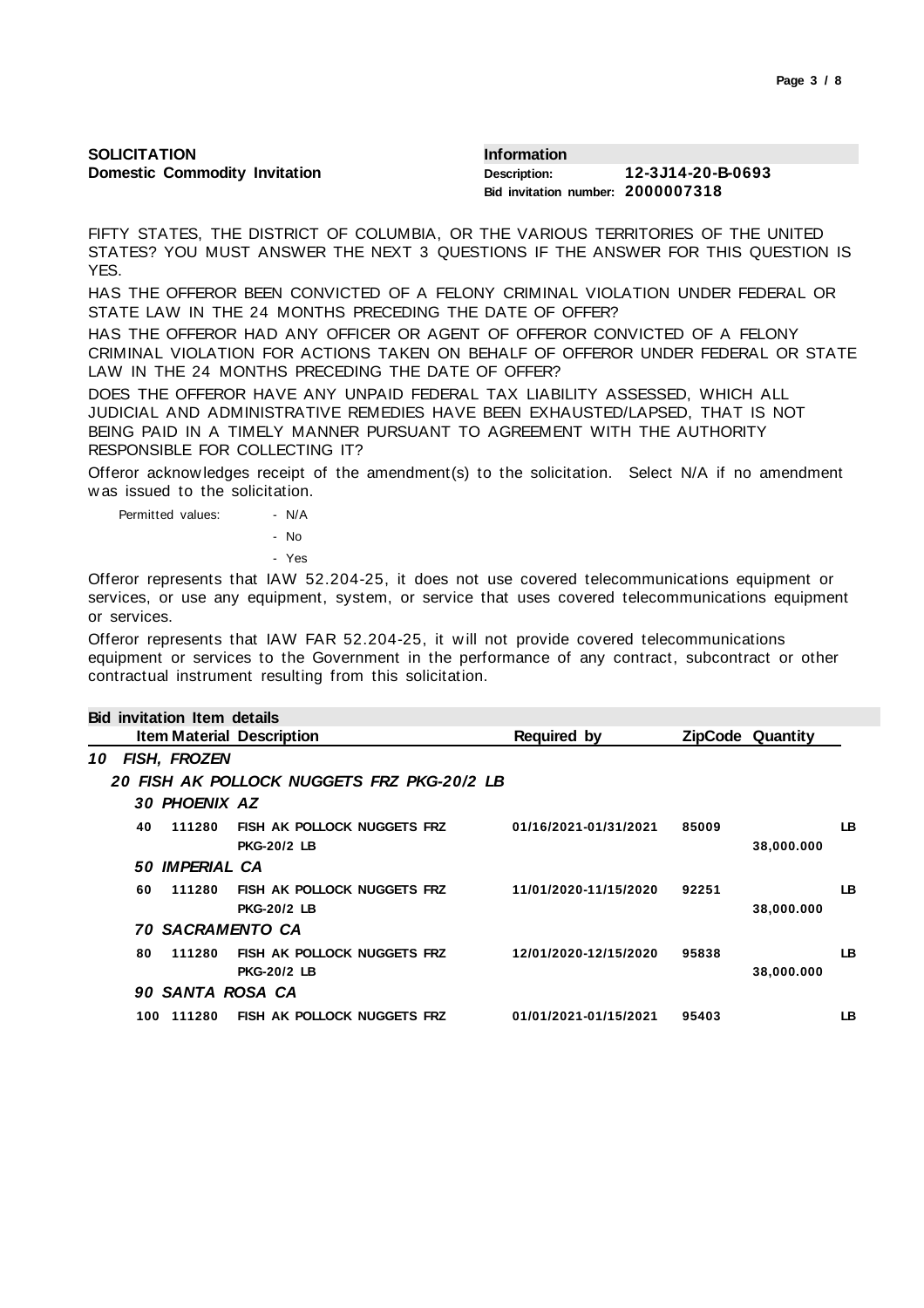**SOLICITATION**
**Domestic Commodity Invitation**

**Information**
**Description:** **12-3J14-20-B-0693**
**Bid invitation number: 2000007318**

FIFTY STATES, THE DISTRICT OF COLUMBIA, OR THE VARIOUS TERRITORIES OF THE UNITED STATES? YOU MUST ANSWER THE NEXT 3 QUESTIONS IF THE ANSWER FOR THIS QUESTION IS YES.

HAS THE OFFEROR BEEN CONVICTED OF A FELONY CRIMINAL VIOLATION UNDER FEDERAL OR STATE LAW IN THE 24 MONTHS PRECEDING THE DATE OF OFFER?

HAS THE OFFEROR HAD ANY OFFICER OR AGENT OF OFFEROR CONVICTED OF A FELONY CRIMINAL VIOLATION FOR ACTIONS TAKEN ON BEHALF OF OFFEROR UNDER FEDERAL OR STATE LAW IN THE 24 MONTHS PRECEDING THE DATE OF OFFER?

DOES THE OFFEROR HAVE ANY UNPAID FEDERAL TAX LIABILITY ASSESSED, WHICH ALL JUDICIAL AND ADMINISTRATIVE REMEDIES HAVE BEEN EXHAUSTED/LAPSED, THAT IS NOT BEING PAID IN A TIMELY MANNER PURSUANT TO AGREEMENT WITH THE AUTHORITY RESPONSIBLE FOR COLLECTING IT?

Offeror acknowledges receipt of the amendment(s) to the solicitation. Select N/A if no amendment was issued to the solicitation.

Permitted values:
- N/A
- No
- Yes

Offeror represents that IAW 52.204-25, it does not use covered telecommunications equipment or services, or use any equipment, system, or service that uses covered telecommunications equipment or services.

Offeror represents that IAW FAR 52.204-25, it will not provide covered telecommunications equipment or services to the Government in the performance of any contract, subcontract or other contractual instrument resulting from this solicitation.

**Bid invitation Item details**

| Item | Material | Description | Required by | ZipCode | Quantity | |
|---|---|---|---|---|---|---|
| ***10*** | | ***FISH, FROZEN*** | | | | |
| ***20*** | | ***FISH AK POLLOCK NUGGETS FRZ PKG-20/2 LB*** | | | | |
| ***30*** | | ***PHOENIX AZ*** | | | | |
| **40** | **111280** | **FISH AK POLLOCK NUGGETS FRZ PKG-20/2 LB** | **01/16/2021-01/31/2021** | **85009** | **38,000.000** | **LB** |
| ***50*** | | ***IMPERIAL CA*** | | | | |
| **60** | **111280** | **FISH AK POLLOCK NUGGETS FRZ PKG-20/2 LB** | **11/01/2020-11/15/2020** | **92251** | **38,000.000** | **LB** |
| ***70*** | | ***SACRAMENTO CA*** | | | | |
| **80** | **111280** | **FISH AK POLLOCK NUGGETS FRZ PKG-20/2 LB** | **12/01/2020-12/15/2020** | **95838** | **38,000.000** | **LB** |
| ***90*** | | ***SANTA ROSA CA*** | | | | |
| **100** | **111280** | **FISH AK POLLOCK NUGGETS FRZ** | **01/01/2021-01/15/2021** | **95403** | | **LB** |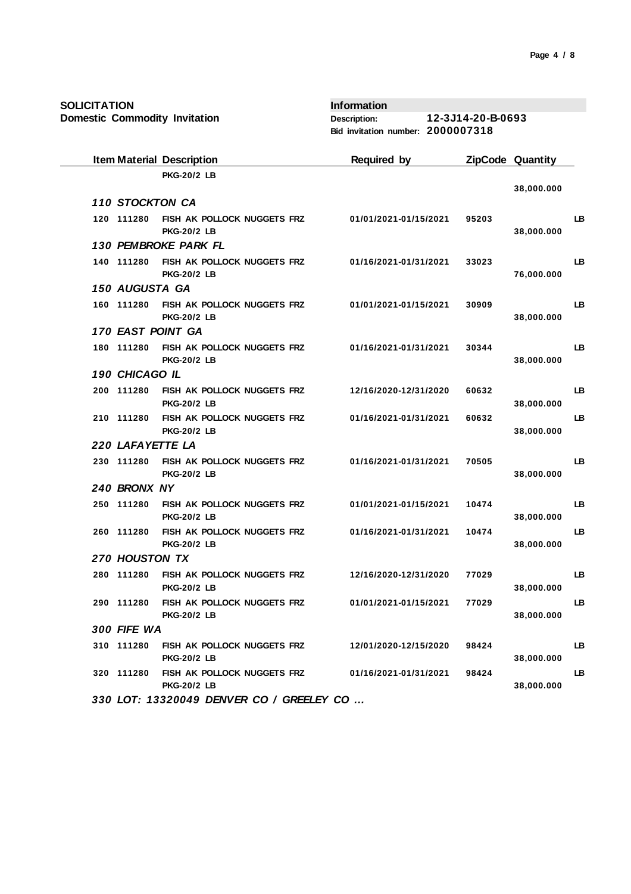**SOLICITATION**
**Domestic Commodity Invitation**

**Information**
**Description:** 12-3J14-20-B-0693
**Bid invitation number:** 2000007318

| Item | Material | Description | Required by | ZipCode | Quantity | |
|---|---|---|---|---|---|---|
| | | PKG-20/2 LB | | | 38,000.000 | |
| ***110 STOCKTON CA*** | | | | | | |
| 120 | 111280 | FISH AK POLLOCK NUGGETS FRZ PKG-20/2 LB | 01/01/2021-01/15/2021 | 95203 | 38,000.000 | LB |
| ***130 PEMBROKE PARK FL*** | | | | | | |
| 140 | 111280 | FISH AK POLLOCK NUGGETS FRZ PKG-20/2 LB | 01/16/2021-01/31/2021 | 33023 | 76,000.000 | LB |
| ***150 AUGUSTA GA*** | | | | | | |
| 160 | 111280 | FISH AK POLLOCK NUGGETS FRZ PKG-20/2 LB | 01/01/2021-01/15/2021 | 30909 | 38,000.000 | LB |
| ***170 EAST POINT GA*** | | | | | | |
| 180 | 111280 | FISH AK POLLOCK NUGGETS FRZ PKG-20/2 LB | 01/16/2021-01/31/2021 | 30344 | 38,000.000 | LB |
| ***190 CHICAGO IL*** | | | | | | |
| 200 | 111280 | FISH AK POLLOCK NUGGETS FRZ PKG-20/2 LB | 12/16/2020-12/31/2020 | 60632 | 38,000.000 | LB |
| 210 | 111280 | FISH AK POLLOCK NUGGETS FRZ PKG-20/2 LB | 01/16/2021-01/31/2021 | 60632 | 38,000.000 | LB |
| ***220 LAFAYETTE LA*** | | | | | | |
| 230 | 111280 | FISH AK POLLOCK NUGGETS FRZ PKG-20/2 LB | 01/16/2021-01/31/2021 | 70505 | 38,000.000 | LB |
| ***240 BRONX NY*** | | | | | | |
| 250 | 111280 | FISH AK POLLOCK NUGGETS FRZ PKG-20/2 LB | 01/01/2021-01/15/2021 | 10474 | 38,000.000 | LB |
| 260 | 111280 | FISH AK POLLOCK NUGGETS FRZ PKG-20/2 LB | 01/16/2021-01/31/2021 | 10474 | 38,000.000 | LB |
| ***270 HOUSTON TX*** | | | | | | |
| 280 | 111280 | FISH AK POLLOCK NUGGETS FRZ PKG-20/2 LB | 12/16/2020-12/31/2020 | 77029 | 38,000.000 | LB |
| 290 | 111280 | FISH AK POLLOCK NUGGETS FRZ PKG-20/2 LB | 01/01/2021-01/15/2021 | 77029 | 38,000.000 | LB |
| ***300 FIFE WA*** | | | | | | |
| 310 | 111280 | FISH AK POLLOCK NUGGETS FRZ PKG-20/2 LB | 12/01/2020-12/15/2020 | 98424 | 38,000.000 | LB |
| 320 | 111280 | FISH AK POLLOCK NUGGETS FRZ PKG-20/2 LB | 01/16/2021-01/31/2021 | 98424 | 38,000.000 | LB |
| ***330 LOT: 13320049 DENVER CO / GREELEY CO ...*** | | | | | | |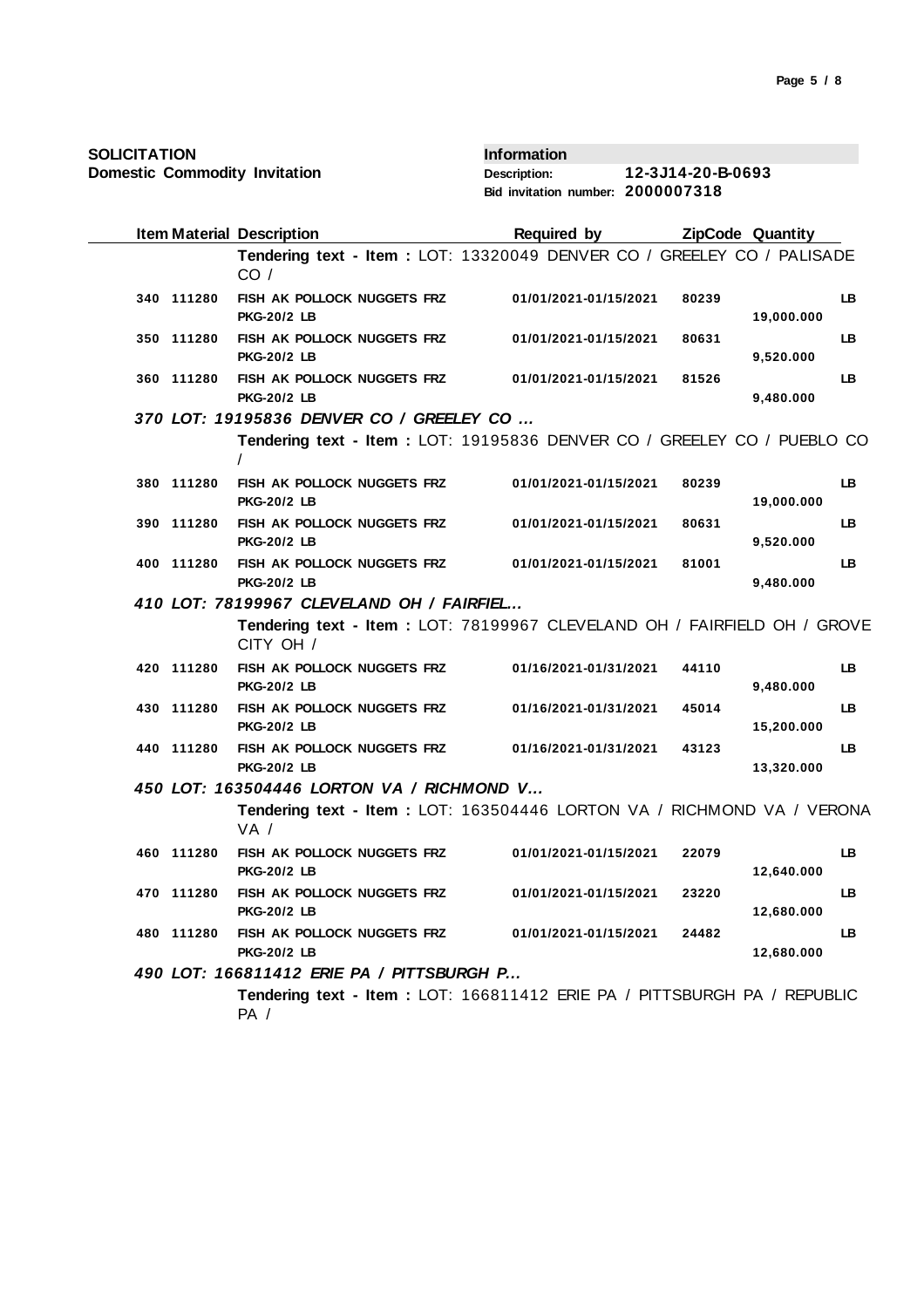**SOLICITATION**
**Domestic Commodity Invitation**

**Information**
**Description:** **12-3J14-20-B-0693**
**Bid invitation number:** **2000007318**

| Item | Material | Description | Required by | ZipCode | Quantity | |
|---|---|---|---|---|---|---|
| | | **Tendering text - Item :** LOT: 13320049 DENVER CO / GREELEY CO / PALISADE CO / | | | | |
| 340 | 111280 | FISH AK POLLOCK NUGGETS FRZ PKG-20/2 LB | 01/01/2021-01/15/2021 | 80239 | 19,000.000 | LB |
| 350 | 111280 | FISH AK POLLOCK NUGGETS FRZ PKG-20/2 LB | 01/01/2021-01/15/2021 | 80631 | 9,520.000 | LB |
| 360 | 111280 | FISH AK POLLOCK NUGGETS FRZ PKG-20/2 LB | 01/01/2021-01/15/2021 | 81526 | 9,480.000 | LB |
| ***370*** | | ***LOT: 19195836 DENVER CO / GREELEY CO ...*** | | | | |
| | | **Tendering text - Item :** LOT: 19195836 DENVER CO / GREELEY CO / PUEBLO CO / | | | | |
| 380 | 111280 | FISH AK POLLOCK NUGGETS FRZ PKG-20/2 LB | 01/01/2021-01/15/2021 | 80239 | 19,000.000 | LB |
| 390 | 111280 | FISH AK POLLOCK NUGGETS FRZ PKG-20/2 LB | 01/01/2021-01/15/2021 | 80631 | 9,520.000 | LB |
| 400 | 111280 | FISH AK POLLOCK NUGGETS FRZ PKG-20/2 LB | 01/01/2021-01/15/2021 | 81001 | 9,480.000 | LB |
| ***410*** | | ***LOT: 78199967 CLEVELAND OH / FAIRFIEL...*** | | | | |
| | | **Tendering text - Item :** LOT: 78199967 CLEVELAND OH / FAIRFIELD OH / GROVE CITY OH / | | | | |
| 420 | 111280 | FISH AK POLLOCK NUGGETS FRZ PKG-20/2 LB | 01/16/2021-01/31/2021 | 44110 | 9,480.000 | LB |
| 430 | 111280 | FISH AK POLLOCK NUGGETS FRZ PKG-20/2 LB | 01/16/2021-01/31/2021 | 45014 | 15,200.000 | LB |
| 440 | 111280 | FISH AK POLLOCK NUGGETS FRZ PKG-20/2 LB | 01/16/2021-01/31/2021 | 43123 | 13,320.000 | LB |
| ***450*** | | ***LOT: 163504446 LORTON VA / RICHMOND V...*** | | | | |
| | | **Tendering text - Item :** LOT: 163504446 LORTON VA / RICHMOND VA / VERONA VA / | | | | |
| 460 | 111280 | FISH AK POLLOCK NUGGETS FRZ PKG-20/2 LB | 01/01/2021-01/15/2021 | 22079 | 12,640.000 | LB |
| 470 | 111280 | FISH AK POLLOCK NUGGETS FRZ PKG-20/2 LB | 01/01/2021-01/15/2021 | 23220 | 12,680.000 | LB |
| 480 | 111280 | FISH AK POLLOCK NUGGETS FRZ PKG-20/2 LB | 01/01/2021-01/15/2021 | 24482 | 12,680.000 | LB |
| ***490*** | | ***LOT: 166811412 ERIE PA / PITTSBURGH P...*** | | | | |
| | | **Tendering text - Item :** LOT: 166811412 ERIE PA / PITTSBURGH PA / REPUBLIC PA / | | | | |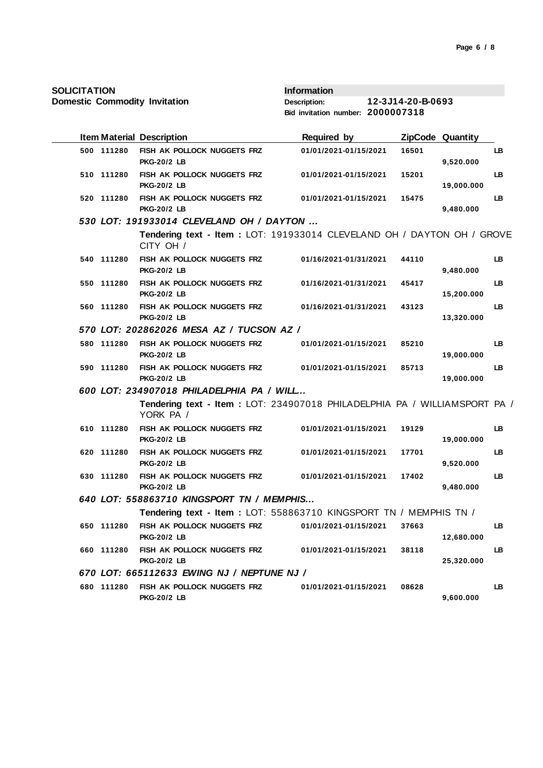**SOLICITATION**
**Domestic Commodity Invitation**

**Information**
**Description:** 12-3J14-20-B-0693
**Bid invitation number:** 2000007318

| Item | Material | Description | Required by | ZipCode | Quantity | |
|---|---|---|---|---|---|---|
| 500 | 111280 | FISH AK POLLOCK NUGGETS FRZ PKG-20/2 LB | 01/01/2021-01/15/2021 | 16501 | 9,520.000 | LB |
| 510 | 111280 | FISH AK POLLOCK NUGGETS FRZ PKG-20/2 LB | 01/01/2021-01/15/2021 | 15201 | 19,000.000 | LB |
| 520 | 111280 | FISH AK POLLOCK NUGGETS FRZ PKG-20/2 LB | 01/01/2021-01/15/2021 | 15475 | 9,480.000 | LB |
| ***530*** | | ***LOT: 191933014 CLEVELAND OH / DAYTON ...*** | | | | |
| | | **Tendering text - Item :** LOT: 191933014 CLEVELAND OH / DAYTON OH / GROVE CITY OH / | | | | |
| 540 | 111280 | FISH AK POLLOCK NUGGETS FRZ PKG-20/2 LB | 01/16/2021-01/31/2021 | 44110 | 9,480.000 | LB |
| 550 | 111280 | FISH AK POLLOCK NUGGETS FRZ PKG-20/2 LB | 01/16/2021-01/31/2021 | 45417 | 15,200.000 | LB |
| 560 | 111280 | FISH AK POLLOCK NUGGETS FRZ PKG-20/2 LB | 01/16/2021-01/31/2021 | 43123 | 13,320.000 | LB |
| ***570*** | | ***LOT: 202862026 MESA AZ / TUCSON AZ /*** | | | | |
| 580 | 111280 | FISH AK POLLOCK NUGGETS FRZ PKG-20/2 LB | 01/01/2021-01/15/2021 | 85210 | 19,000.000 | LB |
| 590 | 111280 | FISH AK POLLOCK NUGGETS FRZ PKG-20/2 LB | 01/01/2021-01/15/2021 | 85713 | 19,000.000 | LB |
| ***600*** | | ***LOT: 234907018 PHILADELPHIA PA / WILL...*** | | | | |
| | | **Tendering text - Item :** LOT: 234907018 PHILADELPHIA PA / WILLIAMSPORT PA / YORK PA / | | | | |
| 610 | 111280 | FISH AK POLLOCK NUGGETS FRZ PKG-20/2 LB | 01/01/2021-01/15/2021 | 19129 | 19,000.000 | LB |
| 620 | 111280 | FISH AK POLLOCK NUGGETS FRZ PKG-20/2 LB | 01/01/2021-01/15/2021 | 17701 | 9,520.000 | LB |
| 630 | 111280 | FISH AK POLLOCK NUGGETS FRZ PKG-20/2 LB | 01/01/2021-01/15/2021 | 17402 | 9,480.000 | LB |
| ***640*** | | ***LOT: 558863710 KINGSPORT TN / MEMPHIS...*** | | | | |
| | | **Tendering text - Item :** LOT: 558863710 KINGSPORT TN / MEMPHIS TN / | | | | |
| 650 | 111280 | FISH AK POLLOCK NUGGETS FRZ PKG-20/2 LB | 01/01/2021-01/15/2021 | 37663 | 12,680.000 | LB |
| 660 | 111280 | FISH AK POLLOCK NUGGETS FRZ PKG-20/2 LB | 01/01/2021-01/15/2021 | 38118 | 25,320.000 | LB |
| ***670*** | | ***LOT: 665112633 EWING NJ / NEPTUNE NJ /*** | | | | |
| 680 | 111280 | FISH AK POLLOCK NUGGETS FRZ PKG-20/2 LB | 01/01/2021-01/15/2021 | 08628 | 9,600.000 | LB |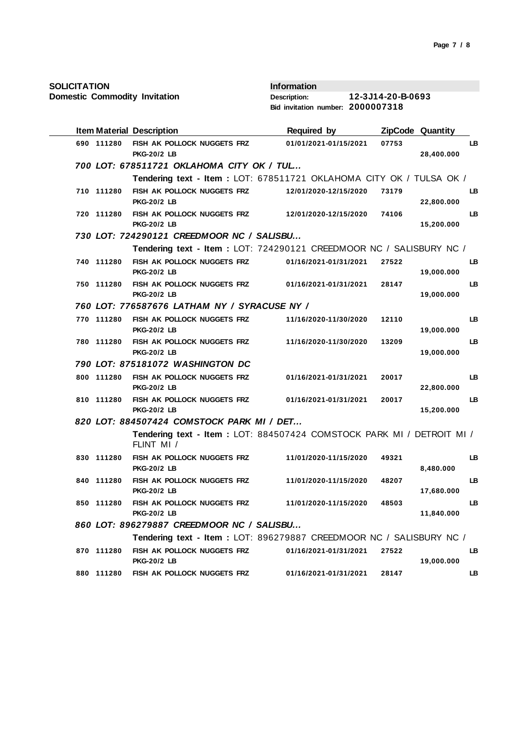**SOLICITATION**
**Domestic Commodity Invitation**

**Information**
**Description:** 12-3J14-20-B-0693
**Bid invitation number:** 2000007318

| Item | Material | Description | Required by | ZipCode | Quantity | |
|---|---|---|---|---|---|---|
| 690 | 111280 | FISH AK POLLOCK NUGGETS FRZ PKG-20/2 LB | 01/01/2021-01/15/2021 | 07753 | 28,400.000 | LB |
| ***700 LOT: 678511721 OKLAHOMA CITY OK / TUL...*** | | | | | | |
| | | **Tendering text - Item :** LOT: 678511721 OKLAHOMA CITY OK / TULSA OK / | | | | |
| 710 | 111280 | FISH AK POLLOCK NUGGETS FRZ PKG-20/2 LB | 12/01/2020-12/15/2020 | 73179 | 22,800.000 | LB |
| 720 | 111280 | FISH AK POLLOCK NUGGETS FRZ PKG-20/2 LB | 12/01/2020-12/15/2020 | 74106 | 15,200.000 | LB |
| ***730 LOT: 724290121 CREEDMOOR NC / SALISBU...*** | | | | | | |
| | | **Tendering text - Item :** LOT: 724290121 CREEDMOOR NC / SALISBURY NC / | | | | |
| 740 | 111280 | FISH AK POLLOCK NUGGETS FRZ PKG-20/2 LB | 01/16/2021-01/31/2021 | 27522 | 19,000.000 | LB |
| 750 | 111280 | FISH AK POLLOCK NUGGETS FRZ PKG-20/2 LB | 01/16/2021-01/31/2021 | 28147 | 19,000.000 | LB |
| ***760 LOT: 776587676 LATHAM NY / SYRACUSE NY /*** | | | | | | |
| 770 | 111280 | FISH AK POLLOCK NUGGETS FRZ PKG-20/2 LB | 11/16/2020-11/30/2020 | 12110 | 19,000.000 | LB |
| 780 | 111280 | FISH AK POLLOCK NUGGETS FRZ PKG-20/2 LB | 11/16/2020-11/30/2020 | 13209 | 19,000.000 | LB |
| ***790 LOT: 875181072 WASHINGTON DC*** | | | | | | |
| 800 | 111280 | FISH AK POLLOCK NUGGETS FRZ PKG-20/2 LB | 01/16/2021-01/31/2021 | 20017 | 22,800.000 | LB |
| 810 | 111280 | FISH AK POLLOCK NUGGETS FRZ PKG-20/2 LB | 01/16/2021-01/31/2021 | 20017 | 15,200.000 | LB |
| ***820 LOT: 884507424 COMSTOCK PARK MI / DET...*** | | | | | | |
| | | **Tendering text - Item :** LOT: 884507424 COMSTOCK PARK MI / DETROIT MI / FLINT MI / | | | | |
| 830 | 111280 | FISH AK POLLOCK NUGGETS FRZ PKG-20/2 LB | 11/01/2020-11/15/2020 | 49321 | 8,480.000 | LB |
| 840 | 111280 | FISH AK POLLOCK NUGGETS FRZ PKG-20/2 LB | 11/01/2020-11/15/2020 | 48207 | 17,680.000 | LB |
| 850 | 111280 | FISH AK POLLOCK NUGGETS FRZ PKG-20/2 LB | 11/01/2020-11/15/2020 | 48503 | 11,840.000 | LB |
| ***860 LOT: 896279887 CREEDMOOR NC / SALISBU...*** | | | | | | |
| | | **Tendering text - Item :** LOT: 896279887 CREEDMOOR NC / SALISBURY NC / | | | | |
| 870 | 111280 | FISH AK POLLOCK NUGGETS FRZ PKG-20/2 LB | 01/16/2021-01/31/2021 | 27522 | 19,000.000 | LB |
| 880 | 111280 | FISH AK POLLOCK NUGGETS FRZ | 01/16/2021-01/31/2021 | 28147 | | LB |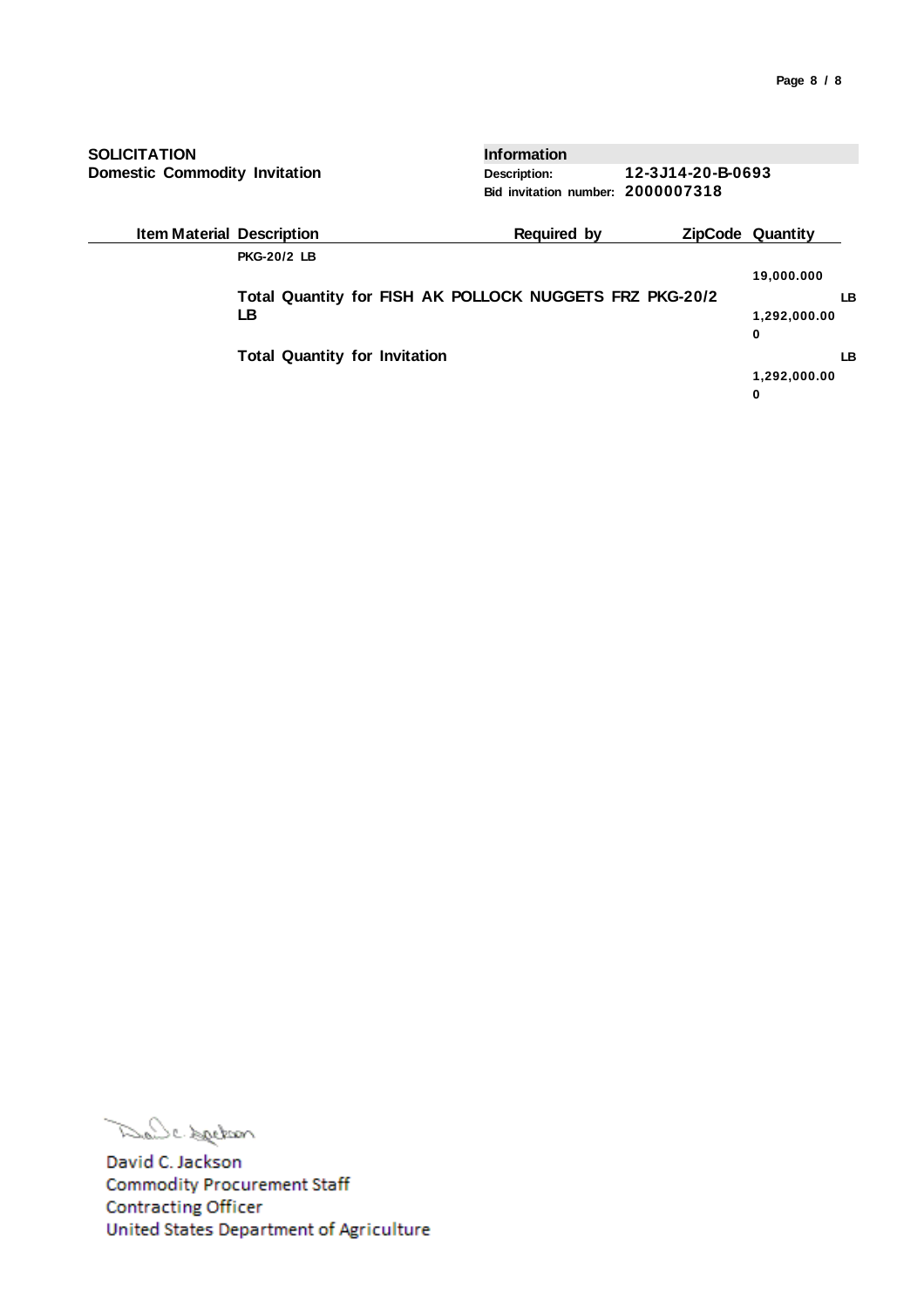**SOLICITATION**
**Domestic Commodity Invitation**

| **Information** | |
|---|---|
| **Description:** | **12-3J14-20-B-0693** |
| **Bid invitation number:** | **2000007318** |

| Item | Material | Description | Required by | ZipCode | Quantity | |
|---|---|---|---|---|---|---|
| | | PKG-20/2 LB | | | | |
| | | | | | 19,000.000 | |
| | | **Total Quantity for FISH AK POLLOCK NUGGETS FRZ PKG-20/2 LB** | | | 1,292,000.000 | LB |
| | | **Total Quantity for Invitation** | | | 1,292,000.000 | LB |

David C. Jackson
Commodity Procurement Staff
Contracting Officer
United States Department of Agriculture